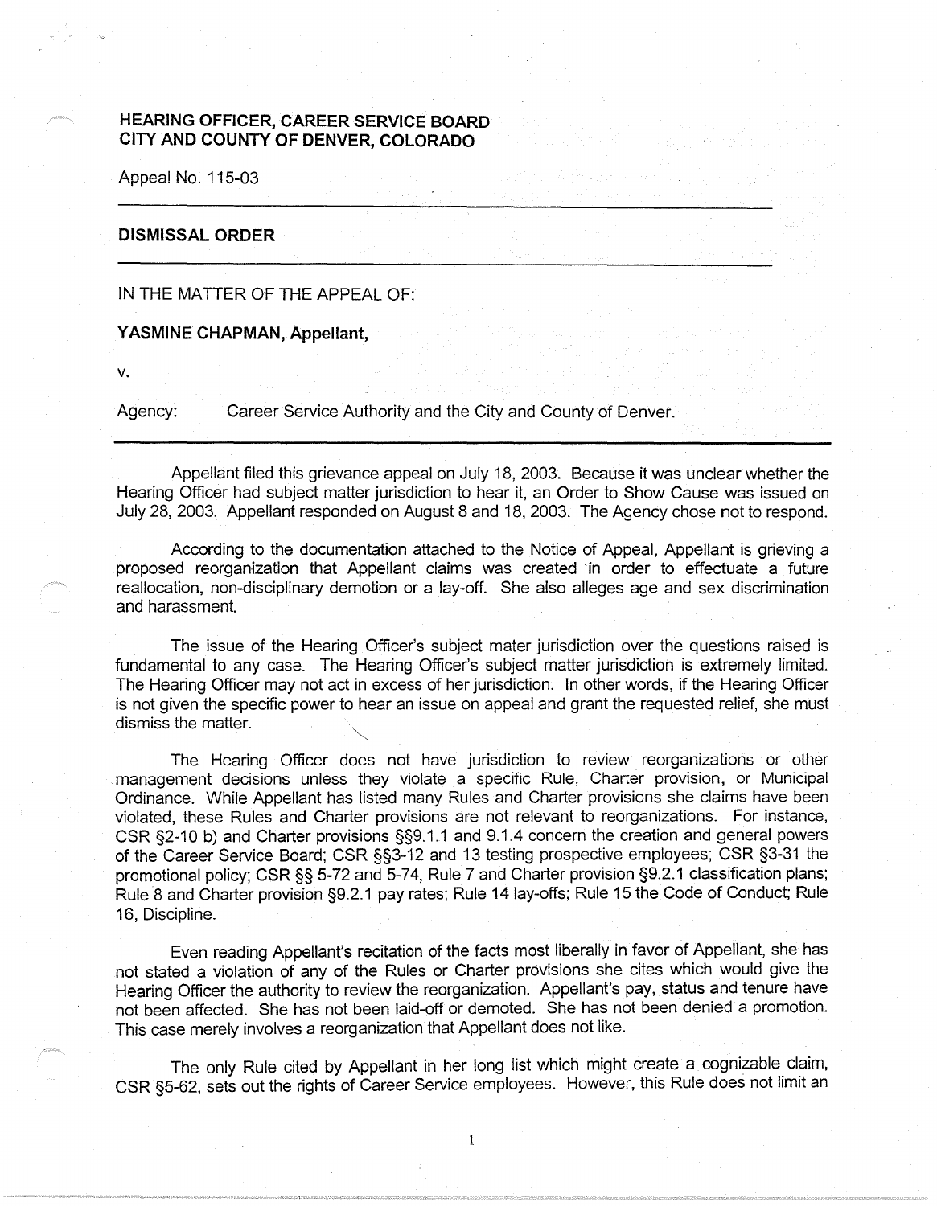**HEARING OFFICER, CAREER SERVICE BOARD**
**CITY AND COUNTY OF DENVER, COLORADO**

Appeal No. 115-03

---

**DISMISSAL ORDER**

---

IN THE MATTER OF THE APPEAL OF:

**YASMINE CHAPMAN, Appellant,**

v.

Agency: Career Service Authority and the City and County of Denver.

---

Appellant filed this grievance appeal on July 18, 2003. Because it was unclear whether the Hearing Officer had subject matter jurisdiction to hear it, an Order to Show Cause was issued on July 28, 2003. Appellant responded on August 8 and 18, 2003. The Agency chose not to respond.

According to the documentation attached to the Notice of Appeal, Appellant is grieving a proposed reorganization that Appellant claims was created in order to effectuate a future reallocation, non-disciplinary demotion or a lay-off. She also alleges age and sex discrimination and harassment.

The issue of the Hearing Officer's subject mater jurisdiction over the questions raised is fundamental to any case. The Hearing Officer's subject matter jurisdiction is extremely limited. The Hearing Officer may not act in excess of her jurisdiction. In other words, if the Hearing Officer is not given the specific power to hear an issue on appeal and grant the requested relief, she must dismiss the matter.

The Hearing Officer does not have jurisdiction to review reorganizations or other management decisions unless they violate a specific Rule, Charter provision, or Municipal Ordinance. While Appellant has listed many Rules and Charter provisions she claims have been violated, these Rules and Charter provisions are not relevant to reorganizations. For instance, CSR §2-10 b) and Charter provisions §§9.1.1 and 9.1.4 concern the creation and general powers of the Career Service Board; CSR §§3-12 and 13 testing prospective employees; CSR §3-31 the promotional policy; CSR §§ 5-72 and 5-74, Rule 7 and Charter provision §9.2.1 classification plans; Rule 8 and Charter provision §9.2.1 pay rates; Rule 14 lay-offs; Rule 15 the Code of Conduct; Rule 16, Discipline.

Even reading Appellant's recitation of the facts most liberally in favor of Appellant, she has not stated a violation of any of the Rules or Charter provisions she cites which would give the Hearing Officer the authority to review the reorganization. Appellant's pay, status and tenure have not been affected. She has not been laid-off or demoted. She has not been denied a promotion. This case merely involves a reorganization that Appellant does not like.

The only Rule cited by Appellant in her long list which might create a cognizable claim, CSR §5-62, sets out the rights of Career Service employees. However, this Rule does not limit an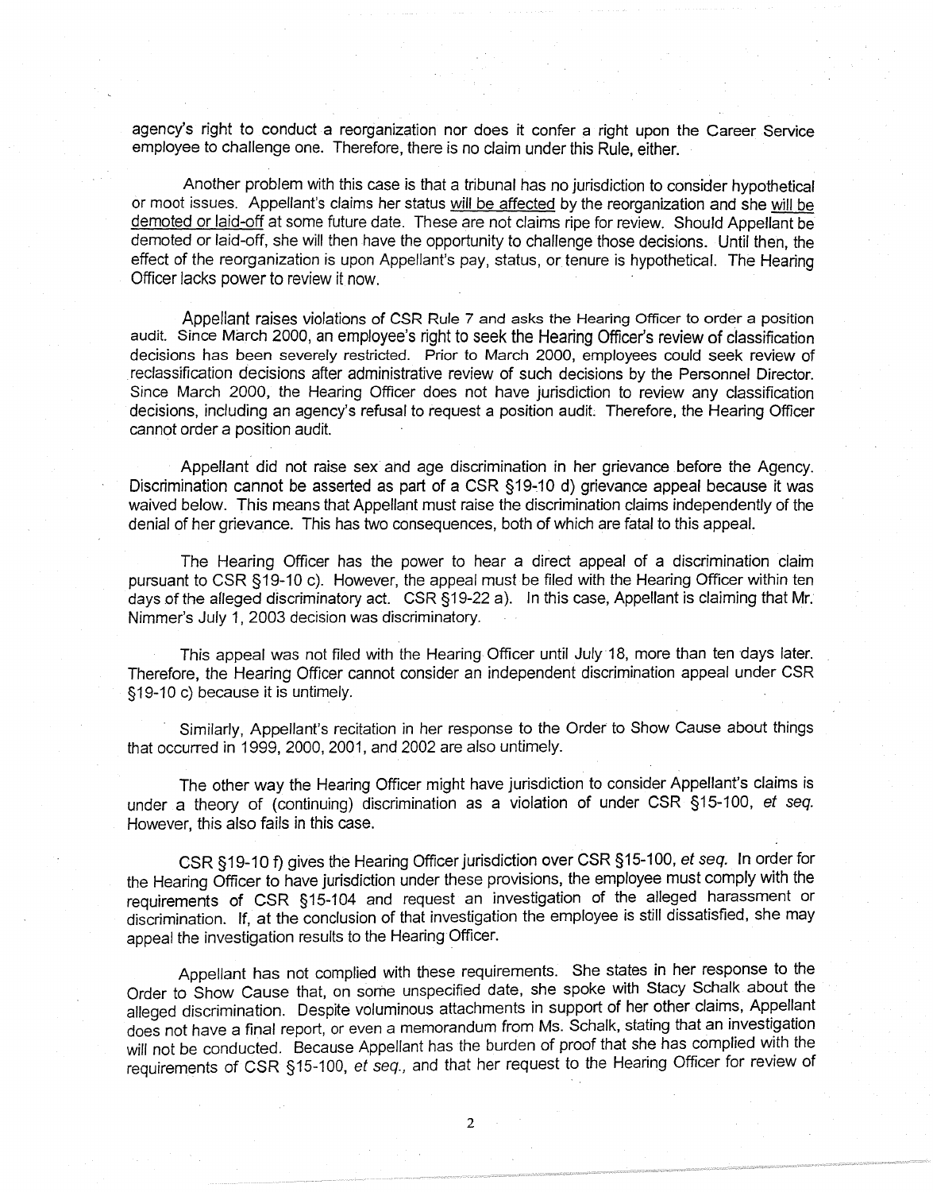agency's right to conduct a reorganization nor does it confer a right upon the Career Service employee to challenge one. Therefore, there is no claim under this Rule, either.

Another problem with this case is that a tribunal has no jurisdiction to consider hypothetical or moot issues. Appellant's claims her status will be affected by the reorganization and she will be demoted or laid-off at some future date. These are not claims ripe for review. Should Appellant be demoted or laid-off, she will then have the opportunity to challenge those decisions. Until then, the effect of the reorganization is upon Appellant's pay, status, or tenure is hypothetical. The Hearing Officer lacks power to review it now.

Appellant raises violations of CSR Rule 7 and asks the Hearing Officer to order a position audit. Since March 2000, an employee's right to seek the Hearing Officer's review of classification decisions has been severely restricted. Prior to March 2000, employees could seek review of reclassification decisions after administrative review of such decisions by the Personnel Director. Since March 2000, the Hearing Officer does not have jurisdiction to review any classification decisions, including an agency's refusal to request a position audit. Therefore, the Hearing Officer cannot order a position audit.

Appellant did not raise sex and age discrimination in her grievance before the Agency. Discrimination cannot be asserted as part of a CSR §19-10 d) grievance appeal because it was waived below. This means that Appellant must raise the discrimination claims independently of the denial of her grievance. This has two consequences, both of which are fatal to this appeal.

The Hearing Officer has the power to hear a direct appeal of a discrimination claim pursuant to CSR §19-10 c). However, the appeal must be filed with the Hearing Officer within ten days of the alleged discriminatory act. CSR §19-22 a). In this case, Appellant is claiming that Mr. Nimmer's July 1, 2003 decision was discriminatory.

This appeal was not filed with the Hearing Officer until July 18, more than ten days later. Therefore, the Hearing Officer cannot consider an independent discrimination appeal under CSR §19-10 c) because it is untimely.

Similarly, Appellant's recitation in her response to the Order to Show Cause about things that occurred in 1999, 2000, 2001, and 2002 are also untimely.

The other way the Hearing Officer might have jurisdiction to consider Appellant's claims is under a theory of (continuing) discrimination as a violation of under CSR §15-100, *et seq.* However, this also fails in this case.

CSR §19-10 f) gives the Hearing Officer jurisdiction over CSR §15-100, *et seq.* In order for the Hearing Officer to have jurisdiction under these provisions, the employee must comply with the requirements of CSR §15-104 and request an investigation of the alleged harassment or discrimination. If, at the conclusion of that investigation the employee is still dissatisfied, she may appeal the investigation results to the Hearing Officer.

Appellant has not complied with these requirements. She states in her response to the Order to Show Cause that, on some unspecified date, she spoke with Stacy Schalk about the alleged discrimination. Despite voluminous attachments in support of her other claims, Appellant does not have a final report, or even a memorandum from Ms. Schalk, stating that an investigation will not be conducted. Because Appellant has the burden of proof that she has complied with the requirements of CSR §15-100, *et seq.*, and that her request to the Hearing Officer for review of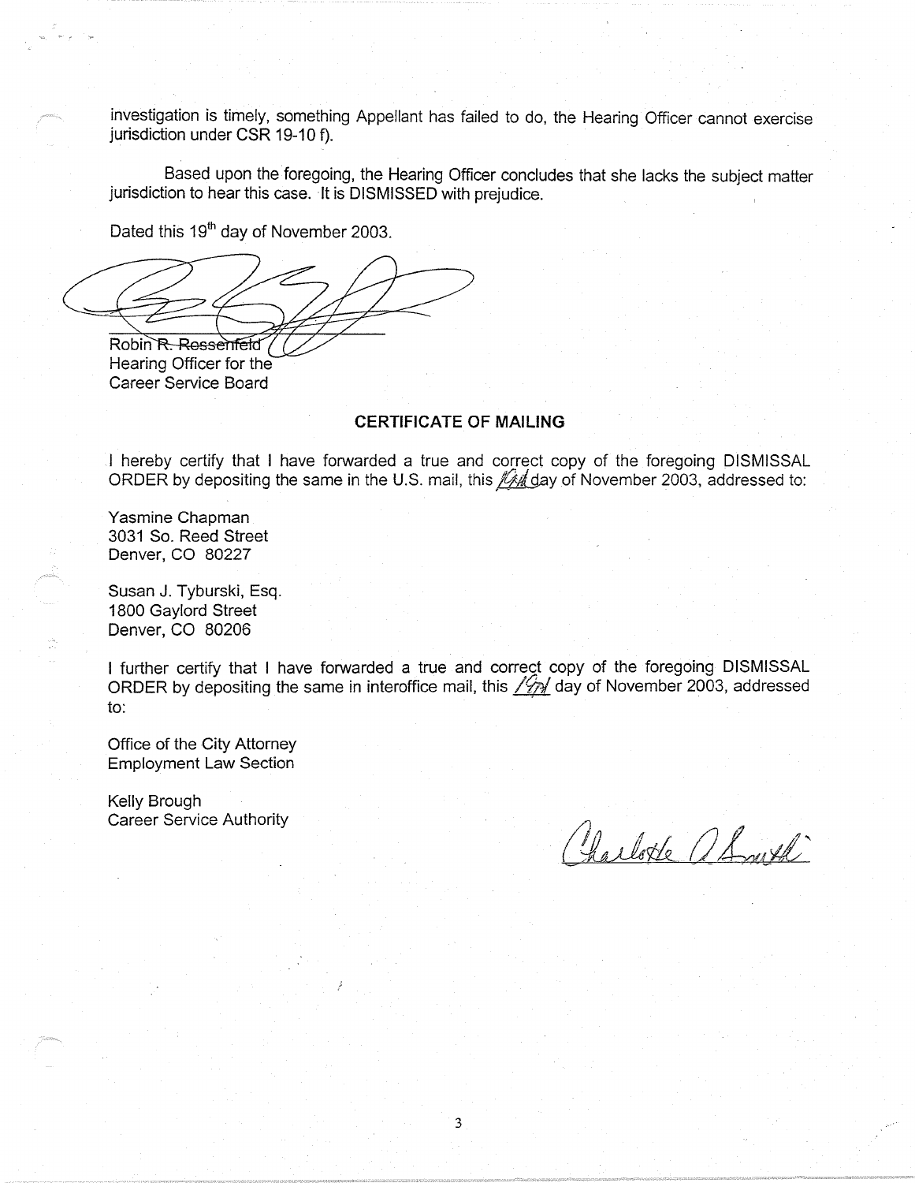investigation is timely, something Appellant has failed to do, the Hearing Officer cannot exercise jurisdiction under CSR 19-10 f).

Based upon the foregoing, the Hearing Officer concludes that she lacks the subject matter jurisdiction to hear this case. It is DISMISSED with prejudice.

Dated this 19th day of November 2003.

Robin R. Ressenfeld
Hearing Officer for the
Career Service Board

## CERTIFICATE OF MAILING

I hereby certify that I have forwarded a true and correct copy of the foregoing DISMISSAL ORDER by depositing the same in the U.S. mail, this 19th day of November 2003, addressed to:

Yasmine Chapman
3031 So. Reed Street
Denver, CO 80227

Susan J. Tyburski, Esq.
1800 Gaylord Street
Denver, CO 80206

I further certify that I have forwarded a true and correct copy of the foregoing DISMISSAL ORDER by depositing the same in interoffice mail, this 19th day of November 2003, addressed to:

Office of the City Attorney
Employment Law Section

Kelly Brough
Career Service Authority

Charlotte A. Smith